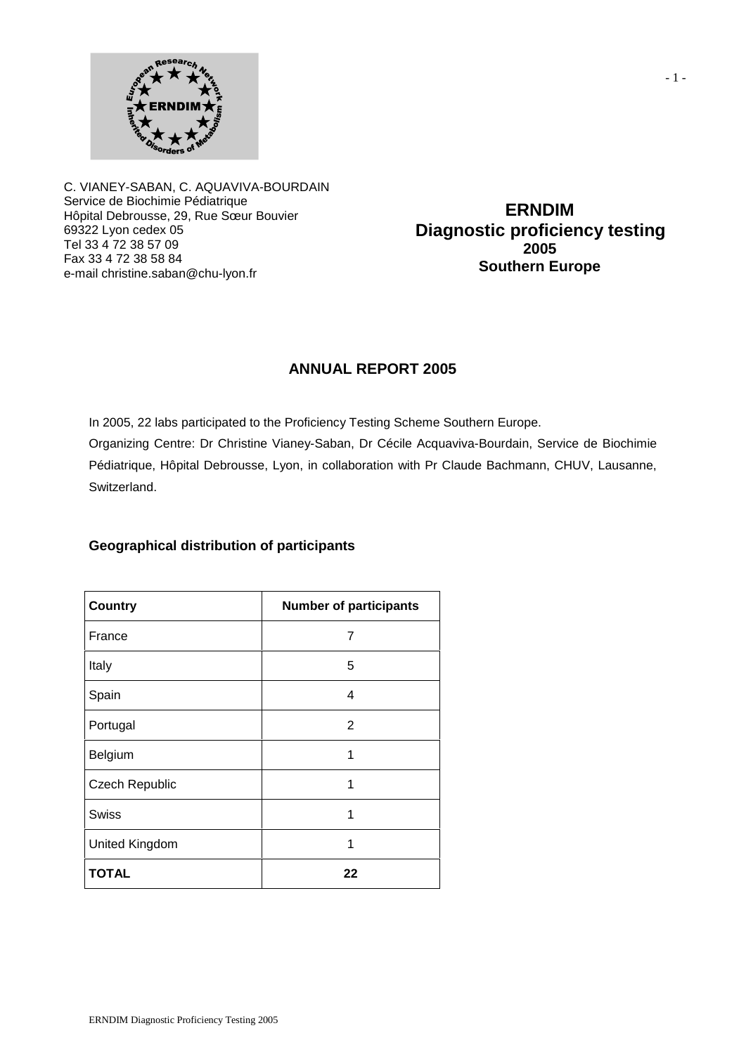C. VIANEY-SABAN, C. AQUAVIVA-BOURDAIN
Service de Biochimie Pédiatrique
Hôpital Debrousse, 29, Rue Sœur Bouvier
69322 Lyon cedex 05
Tel 33 4 72 38 57 09
Fax 33 4 72 38 58 84
e-mail christine.saban@chu-lyon.fr

**ERNDIM**
**Diagnostic proficiency testing**
**2005**
**Southern Europe**

## ANNUAL REPORT 2005

In 2005, 22 labs participated to the Proficiency Testing Scheme Southern Europe.
Organizing Centre: Dr Christine Vianey-Saban, Dr Cécile Acquaviva-Bourdain, Service de Biochimie Pédiatrique, Hôpital Debrousse, Lyon, in collaboration with Pr Claude Bachmann, CHUV, Lausanne, Switzerland.

### Geographical distribution of participants

| Country | Number of participants |
|---|---|
| France | 7 |
| Italy | 5 |
| Spain | 4 |
| Portugal | 2 |
| Belgium | 1 |
| Czech Republic | 1 |
| Swiss | 1 |
| United Kingdom | 1 |
| **TOTAL** | **22** |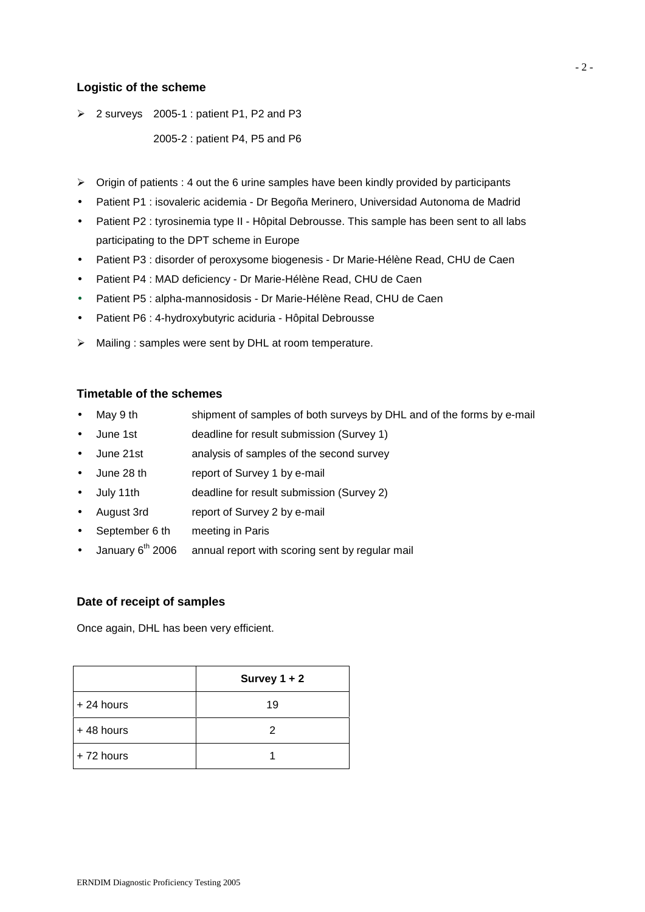## Logistic of the scheme

- 2 surveys 2005-1 : patient P1, P2 and P3

  2005-2 : patient P4, P5 and P6

- Origin of patients : 4 out the 6 urine samples have been kindly provided by participants
- Patient P1 : isovaleric acidemia - Dr Begoña Merinero, Universidad Autonoma de Madrid
- Patient P2 : tyrosinemia type II - Hôpital Debrousse. This sample has been sent to all labs participating to the DPT scheme in Europe
- Patient P3 : disorder of peroxysome biogenesis - Dr Marie-Hélène Read, CHU de Caen
- Patient P4 : MAD deficiency - Dr Marie-Hélène Read, CHU de Caen
- Patient P5 : alpha-mannosidosis - Dr Marie-Hélène Read, CHU de Caen
- Patient P6 : 4-hydroxybutyric aciduria - Hôpital Debrousse
- Mailing : samples were sent by DHL at room temperature.

## Timetable of the schemes

- May 9 th shipment of samples of both surveys by DHL and of the forms by e-mail
- June 1st deadline for result submission (Survey 1)
- June 21st analysis of samples of the second survey
- June 28 th report of Survey 1 by e-mail
- July 11th deadline for result submission (Survey 2)
- August 3rd report of Survey 2 by e-mail
- September 6 th meeting in Paris
- January 6th 2006 annual report with scoring sent by regular mail

## Date of receipt of samples

Once again, DHL has been very efficient.

| | Survey 1 + 2 |
|---|---|
| + 24 hours | 19 |
| + 48 hours | 2 |
| + 72 hours | 1 |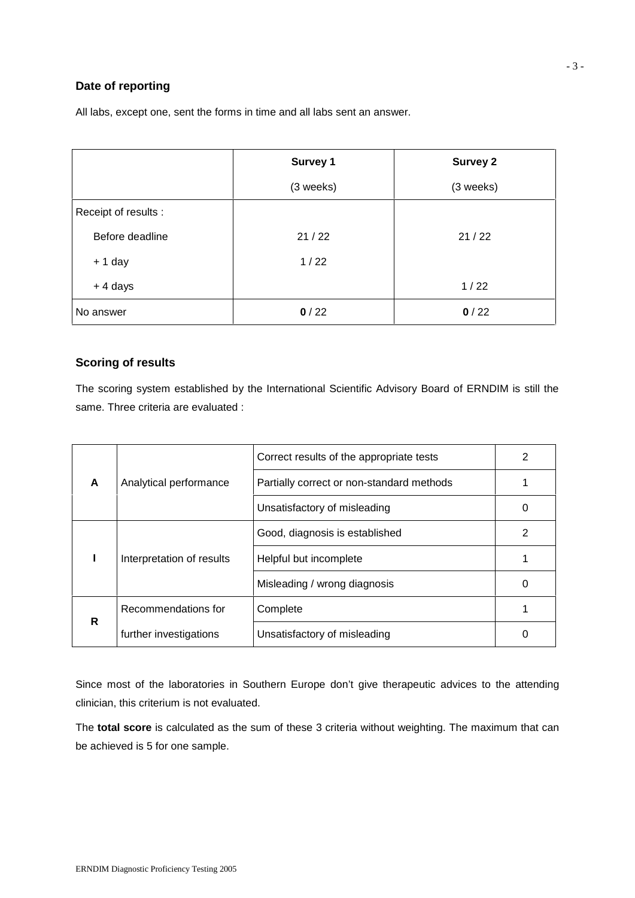### Date of reporting

All labs, except one, sent the forms in time and all labs sent an answer.

| | **Survey 1** (3 weeks) | **Survey 2** (3 weeks) |
|---|---|---|
| Receipt of results : | | |
| Before deadline | 21 / 22 | 21 / 22 |
| + 1 day | 1 / 22 | |
| + 4 days | | 1 / 22 |
| No answer | **0** / 22 | **0** / 22 |

### Scoring of results

The scoring system established by the International Scientific Advisory Board of ERNDIM is still the same. Three criteria are evaluated :

| | | | |
|---|---|---|---|
| **A** | Analytical performance | Correct results of the appropriate tests | 2 |
| | | Partially correct or non-standard methods | 1 |
| | | Unsatisfactory of misleading | 0 |
| **I** | Interpretation of results | Good, diagnosis is established | 2 |
| | | Helpful but incomplete | 1 |
| | | Misleading / wrong diagnosis | 0 |
| **R** | Recommendations for further investigations | Complete | 1 |
| | | Unsatisfactory of misleading | 0 |

Since most of the laboratories in Southern Europe don't give therapeutic advices to the attending clinician, this criterium is not evaluated.

The **total score** is calculated as the sum of these 3 criteria without weighting. The maximum that can be achieved is 5 for one sample.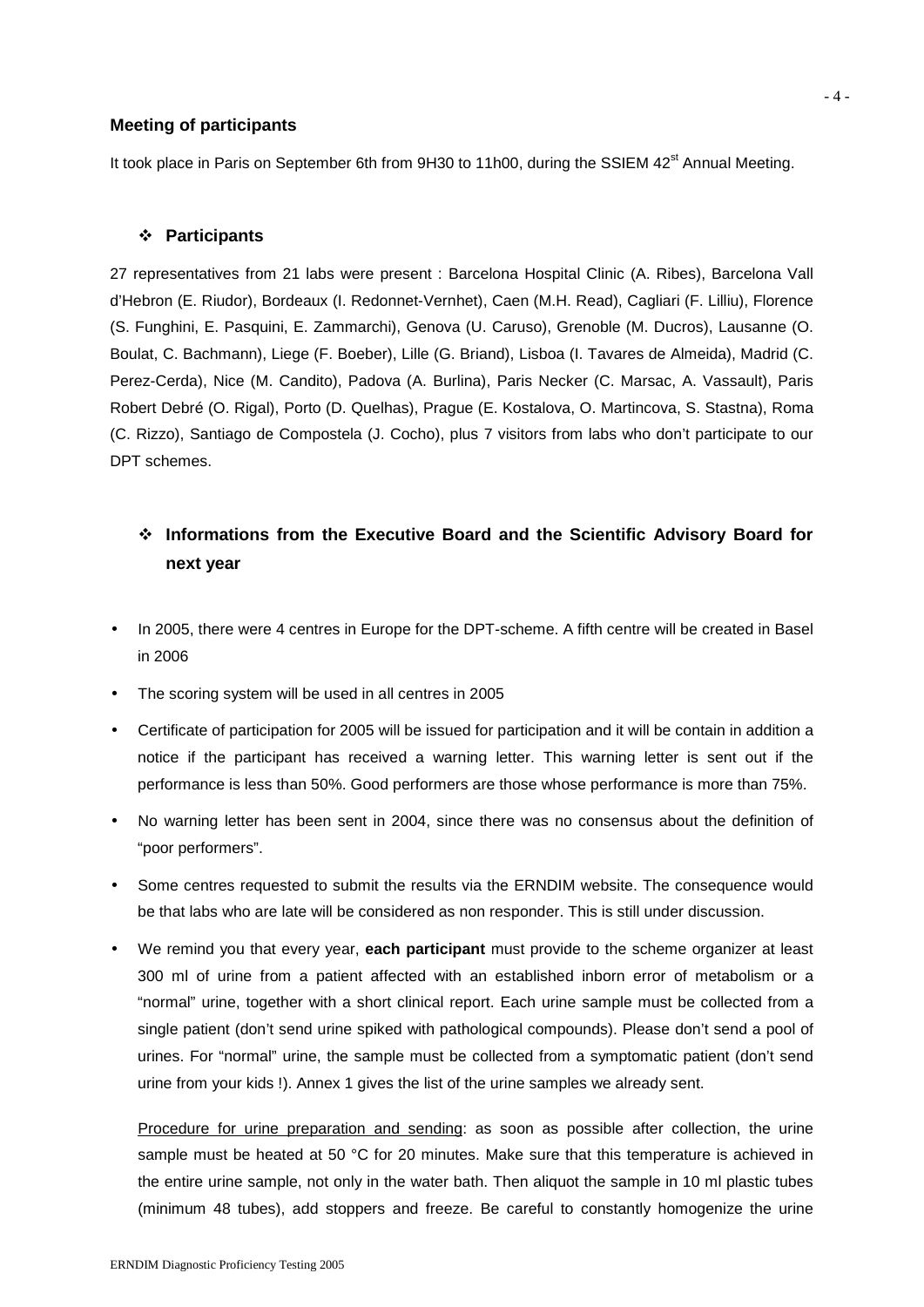## Meeting of participants

It took place in Paris on September 6th from 9H30 to 11h00, during the SSIEM 42[st] Annual Meeting.

### ❖ Participants

27 representatives from 21 labs were present : Barcelona Hospital Clinic (A. Ribes), Barcelona Vall d'Hebron (E. Riudor), Bordeaux (I. Redonnet-Vernhet), Caen (M.H. Read), Cagliari (F. Lilliu), Florence (S. Funghini, E. Pasquini, E. Zammarchi), Genova (U. Caruso), Grenoble (M. Ducros), Lausanne (O. Boulat, C. Bachmann), Liege (F. Boeber), Lille (G. Briand), Lisboa (I. Tavares de Almeida), Madrid (C. Perez-Cerda), Nice (M. Candito), Padova (A. Burlina), Paris Necker (C. Marsac, A. Vassault), Paris Robert Debré (O. Rigal), Porto (D. Quelhas), Prague (E. Kostalova, O. Martincova, S. Stastna), Roma (C. Rizzo), Santiago de Compostela (J. Cocho), plus 7 visitors from labs who don't participate to our DPT schemes.

### ❖ Informations from the Executive Board and the Scientific Advisory Board for next year

- In 2005, there were 4 centres in Europe for the DPT-scheme. A fifth centre will be created in Basel in 2006
- The scoring system will be used in all centres in 2005
- Certificate of participation for 2005 will be issued for participation and it will be contain in addition a notice if the participant has received a warning letter. This warning letter is sent out if the performance is less than 50%. Good performers are those whose performance is more than 75%.
- No warning letter has been sent in 2004, since there was no consensus about the definition of "poor performers".
- Some centres requested to submit the results via the ERNDIM website. The consequence would be that labs who are late will be considered as non responder. This is still under discussion.
- We remind you that every year, **each participant** must provide to the scheme organizer at least 300 ml of urine from a patient affected with an established inborn error of metabolism or a "normal" urine, together with a short clinical report. Each urine sample must be collected from a single patient (don't send urine spiked with pathological compounds). Please don't send a pool of urines. For "normal" urine, the sample must be collected from a symptomatic patient (don't send urine from your kids !). Annex 1 gives the list of the urine samples we already sent.

  Procedure for urine preparation and sending: as soon as possible after collection, the urine sample must be heated at 50 °C for 20 minutes. Make sure that this temperature is achieved in the entire urine sample, not only in the water bath. Then aliquot the sample in 10 ml plastic tubes (minimum 48 tubes), add stoppers and freeze. Be careful to constantly homogenize the urine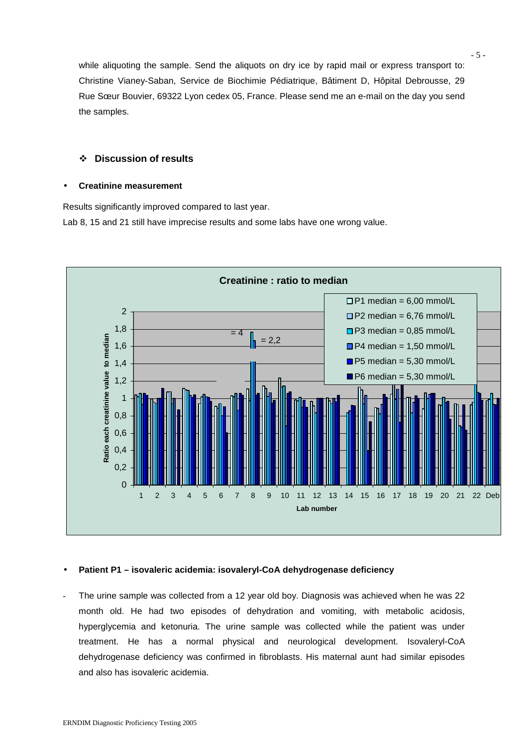while aliquoting the sample. Send the aliquots on dry ice by rapid mail or express transport to: Christine Vianey-Saban, Service de Biochimie Pédiatrique, Bâtiment D, Hôpital Debrousse, 29 Rue Sœur Bouvier, 69322 Lyon cedex 05, France. Please send me an e-mail on the day you send the samples.

## ❖ Discussion of results

- **Creatinine measurement**

Results significantly improved compared to last year.

Lab 8, 15 and 21 still have imprecise results and some labs have one wrong value.

**Creatinine : ratio to median**

- P1 median = 6,00 mmol/L
- P2 median = 6,76 mmol/L
- P3 median = 0,85 mmol/L
- P4 median = 1,50 mmol/L
- P5 median = 5,30 mmol/L
- P6 median = 5,30 mmol/L

Y-axis: Ratio each creatinine value to median; X-axis: Lab number (1–22, Deb). Annotations at lab 8: "= 4", "= 2,2".

- **Patient P1 – isovaleric acidemia: isovaleryl-CoA dehydrogenase deficiency**

- The urine sample was collected from a 12 year old boy. Diagnosis was achieved when he was 22 month old. He had two episodes of dehydration and vomiting, with metabolic acidosis, hyperglycemia and ketonuria. The urine sample was collected while the patient was under treatment. He has a normal physical and neurological development. Isovaleryl-CoA dehydrogenase deficiency was confirmed in fibroblasts. His maternal aunt had similar episodes and also has isovaleric acidemia.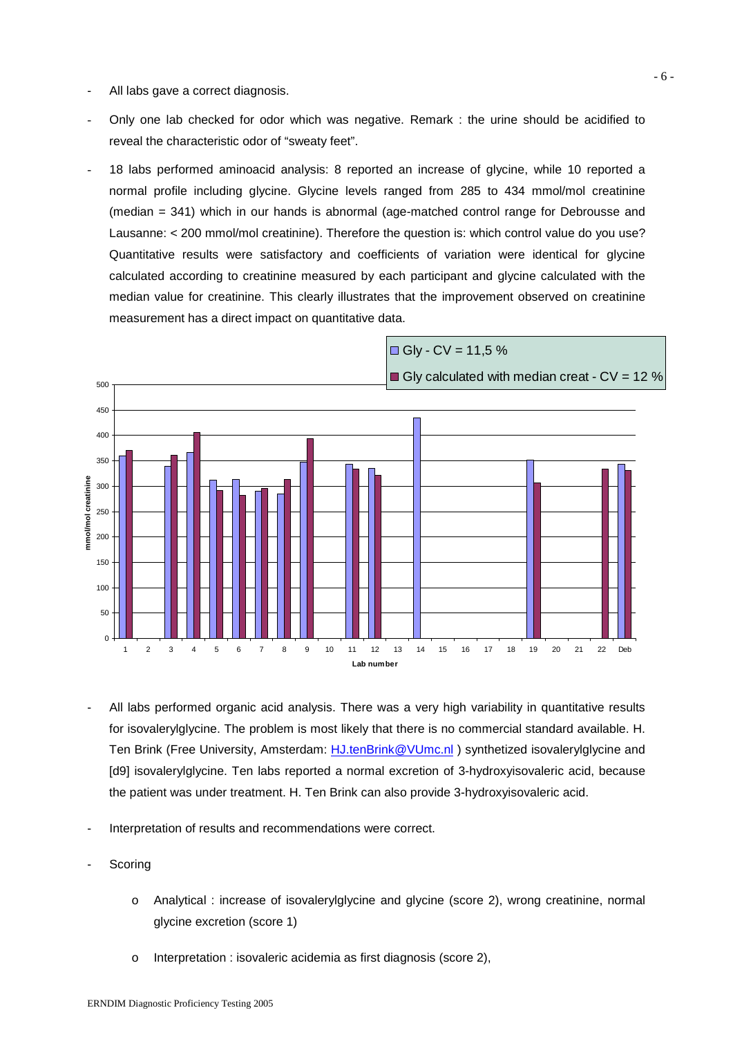- All labs gave a correct diagnosis.
- Only one lab checked for odor which was negative. Remark : the urine should be acidified to reveal the characteristic odor of "sweaty feet".
- 18 labs performed aminoacid analysis: 8 reported an increase of glycine, while 10 reported a normal profile including glycine. Glycine levels ranged from 285 to 434 mmol/mol creatinine (median = 341) which in our hands is abnormal (age-matched control range for Debrousse and Lausanne: < 200 mmol/mol creatinine). Therefore the question is: which control value do you use? Quantitative results were satisfactory and coefficients of variation were identical for glycine calculated according to creatinine measured by each participant and glycine calculated with the median value for creatinine. This clearly illustrates that the improvement observed on creatinine measurement has a direct impact on quantitative data.

| Lab number | Gly - CV = 11,5 % (mmol/mol creatinine) | Gly calculated with median creat - CV = 12 % (mmol/mol creatinine) |
|---|---|---|
| 1 | ~360 | ~370 |
| 3 | ~340 | ~361 |
| 4 | ~366 | ~405 |
| 5 | ~312 | ~292 |
| 6 | ~313 | ~282 |
| 7 | ~290 | ~296 |
| 8 | ~285 | ~313 |
| 9 | ~347 | ~393 |
| 11 | ~343 | ~334 |
| 12 | ~335 | ~321 |
| 14 | ~434 | |
| 19 | ~351 | ~306 |
| 22 | | ~334 |
| Deb | ~343 | ~331 |

- All labs performed organic acid analysis. There was a very high variability in quantitative results for isovalerylglycine. The problem is most likely that there is no commercial standard available. H. Ten Brink (Free University, Amsterdam: HJ.tenBrink@VUmc.nl ) synthetized isovalerylglycine and [d9] isovalerylglycine. Ten labs reported a normal excretion of 3-hydroxyisovaleric acid, because the patient was under treatment. H. Ten Brink can also provide 3-hydroxyisovaleric acid.
- Interpretation of results and recommendations were correct.
- Scoring
  - o Analytical : increase of isovalerylglycine and glycine (score 2), wrong creatinine, normal glycine excretion (score 1)
  - o Interpretation : isovaleric acidemia as first diagnosis (score 2),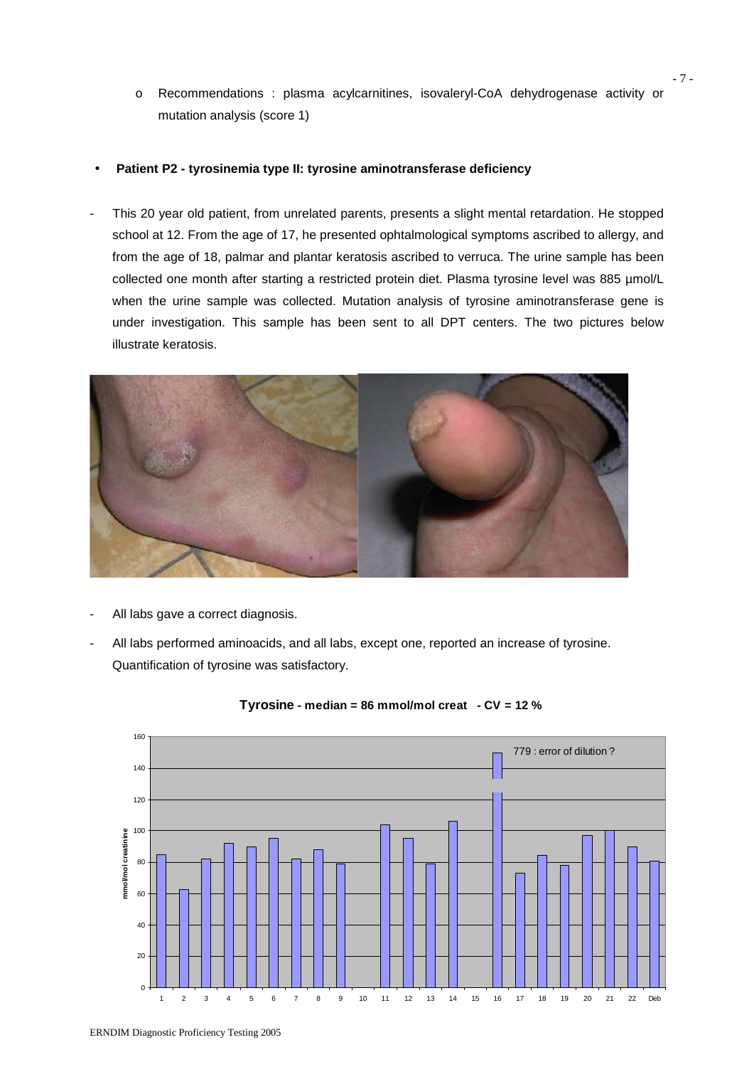- Recommendations : plasma acylcarnitines, isovaleryl-CoA dehydrogenase activity or mutation analysis (score 1)

- **Patient P2 - tyrosinemia type II: tyrosine aminotransferase deficiency**

- This 20 year old patient, from unrelated parents, presents a slight mental retardation. He stopped school at 12. From the age of 17, he presented ophtalmological symptoms ascribed to allergy, and from the age of 18, palmar and plantar keratosis ascribed to verruca. The urine sample has been collected one month after starting a restricted protein diet. Plasma tyrosine level was 885 µmol/L when the urine sample was collected. Mutation analysis of tyrosine aminotransferase gene is under investigation. This sample has been sent to all DPT centers. The two pictures below illustrate keratosis.

- All labs gave a correct diagnosis.
- All labs performed aminoacids, and all labs, except one, reported an increase of tyrosine. Quantification of tyrosine was satisfactory.

**Tyrosine - median = 86 mmol/mol creat - CV = 12 %**

| Lab | 1 | 2 | 3 | 4 | 5 | 6 | 7 | 8 | 9 | 10 | 11 | 12 | 13 | 14 | 15 | 16 | 17 | 18 | 19 | 20 | 21 | 22 | Deb |
|---|---|---|---|---|---|---|---|---|---|---|---|---|---|---|---|---|---|---|---|---|---|---|---|
| mmol/mol creatinine | 85 | 63 | 82 | 92 | 90 | 95 | 82 | 88 | 79 | | 104 | 95 | 79 | 106 | | 779 : error of dilution ? | 73 | 84 | 78 | 97 | 100 | 90 | 81 |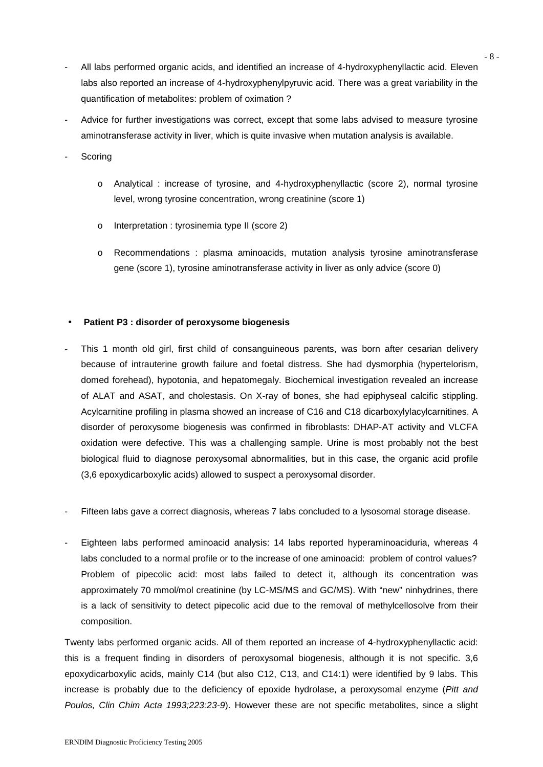- All labs performed organic acids, and identified an increase of 4-hydroxyphenyllactic acid. Eleven labs also reported an increase of 4-hydroxyphenylpyruvic acid. There was a great variability in the quantification of metabolites: problem of oximation ?
- Advice for further investigations was correct, except that some labs advised to measure tyrosine aminotransferase activity in liver, which is quite invasive when mutation analysis is available.
- Scoring
  - o Analytical : increase of tyrosine, and 4-hydroxyphenyllactic (score 2), normal tyrosine level, wrong tyrosine concentration, wrong creatinine (score 1)
  - o Interpretation : tyrosinemia type II (score 2)
  - o Recommendations : plasma aminoacids, mutation analysis tyrosine aminotransferase gene (score 1), tyrosine aminotransferase activity in liver as only advice (score 0)

- **Patient P3 : disorder of peroxysome biogenesis**

- This 1 month old girl, first child of consanguineous parents, was born after cesarian delivery because of intrauterine growth failure and foetal distress. She had dysmorphia (hypertelorism, domed forehead), hypotonia, and hepatomegaly. Biochemical investigation revealed an increase of ALAT and ASAT, and cholestasis. On X-ray of bones, she had epiphyseal calcific stippling. Acylcarnitine profiling in plasma showed an increase of C16 and C18 dicarboxylylacylcarnitines. A disorder of peroxysome biogenesis was confirmed in fibroblasts: DHAP-AT activity and VLCFA oxidation were defective. This was a challenging sample. Urine is most probably not the best biological fluid to diagnose peroxysomal abnormalities, but in this case, the organic acid profile (3,6 epoxydicarboxylic acids) allowed to suspect a peroxysomal disorder.

- Fifteen labs gave a correct diagnosis, whereas 7 labs concluded to a lysosomal storage disease.

- Eighteen labs performed aminoacid analysis: 14 labs reported hyperaminoaciduria, whereas 4 labs concluded to a normal profile or to the increase of one aminoacid: problem of control values? Problem of pipecolic acid: most labs failed to detect it, although its concentration was approximately 70 mmol/mol creatinine (by LC-MS/MS and GC/MS). With "new" ninhydrines, there is a lack of sensitivity to detect pipecolic acid due to the removal of methylcellosolve from their composition.

Twenty labs performed organic acids. All of them reported an increase of 4-hydroxyphenyllactic acid: this is a frequent finding in disorders of peroxysomal biogenesis, although it is not specific. 3,6 epoxydicarboxylic acids, mainly C14 (but also C12, C13, and C14:1) were identified by 9 labs. This increase is probably due to the deficiency of epoxide hydrolase, a peroxysomal enzyme (*Pitt and Poulos, Clin Chim Acta 1993;223:23-9*). However these are not specific metabolites, since a slight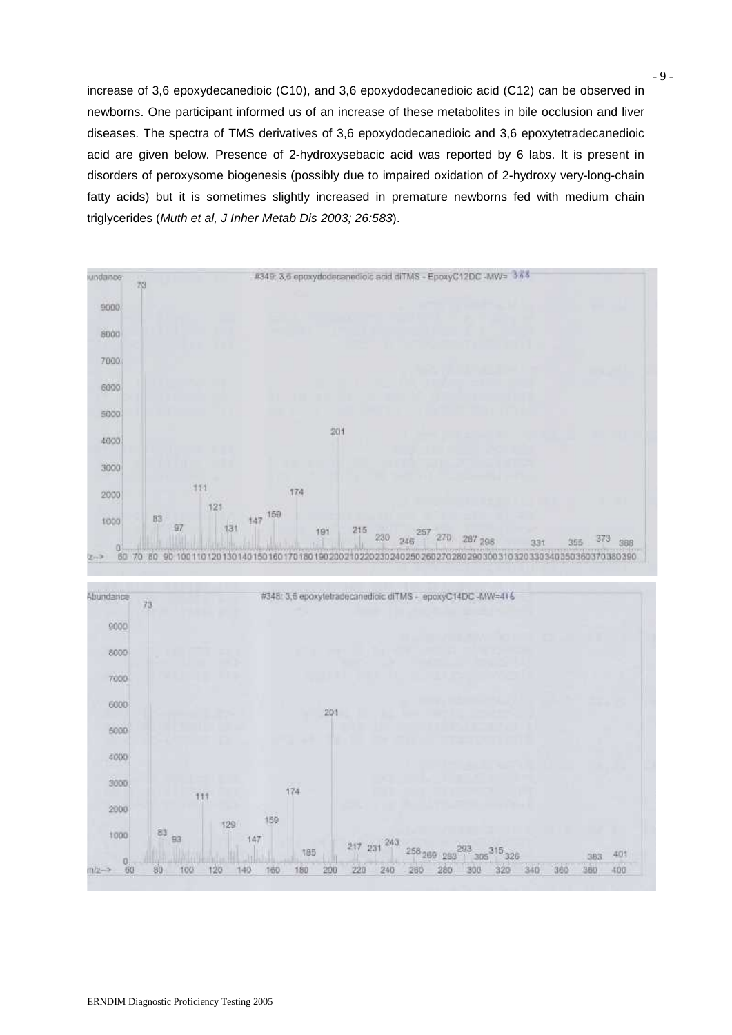increase of 3,6 epoxydecanedioic (C10), and 3,6 epoxydodecanedioic acid (C12) can be observed in newborns. One participant informed us of an increase of these metabolites in bile occlusion and liver diseases. The spectra of TMS derivatives of 3,6 epoxydodecanedioic and 3,6 epoxytetradecanedioic acid are given below. Presence of 2-hydroxysebacic acid was reported by 6 labs. It is present in disorders of peroxysome biogenesis (possibly due to impaired oxidation of 2-hydroxy very-long-chain fatty acids) but it is sometimes slightly increased in premature newborns fed with medium chain triglycerides (*Muth et al, J Inher Metab Dis 2003; 26:583*).

#349: 3,6 epoxydodecanedioic acid diTMS - EpoxyC12DC -MW= 388

#348: 3,6 epoxytetradecanedioic diTMS - epoxyC14DC -MW=416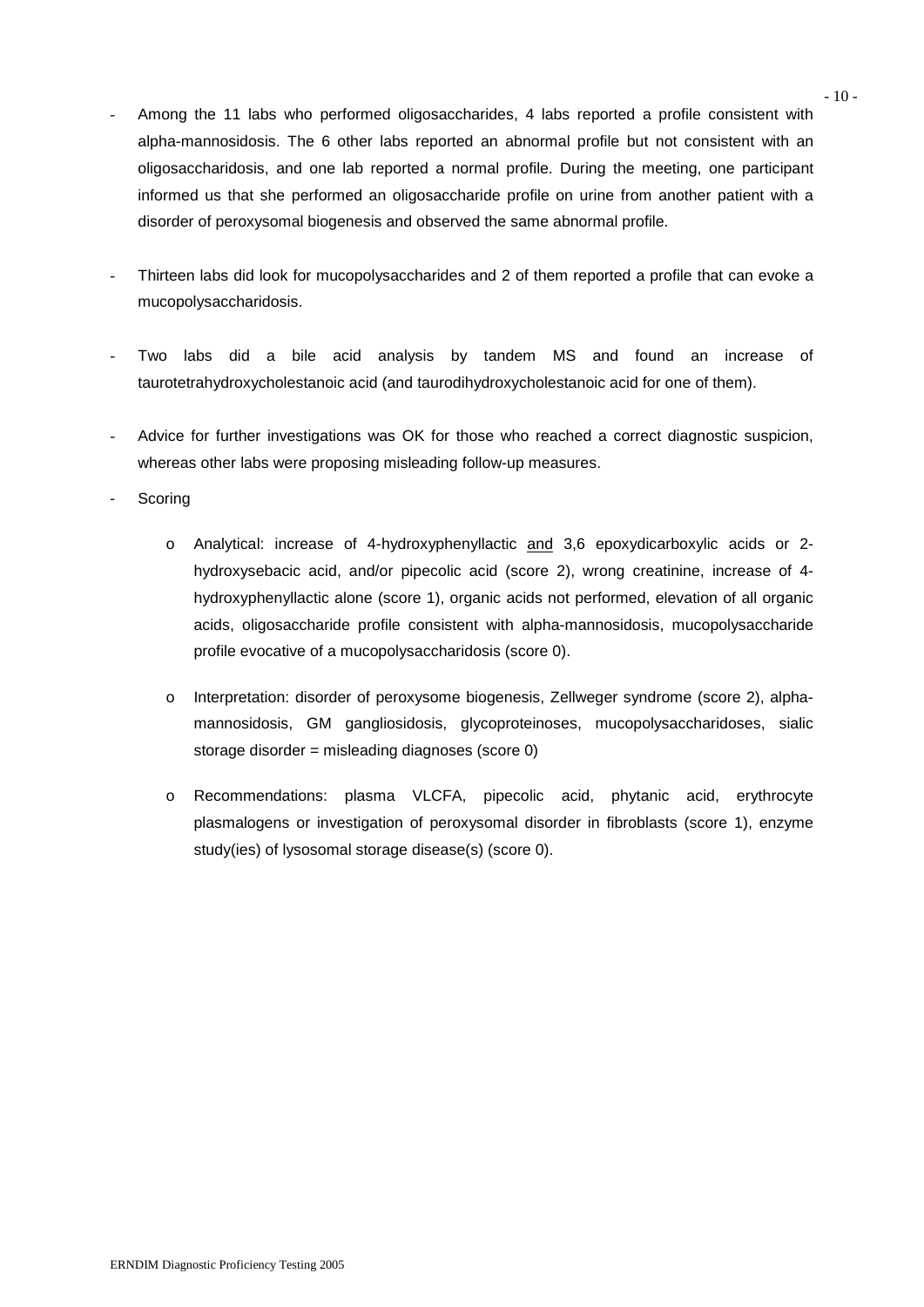- Among the 11 labs who performed oligosaccharides, 4 labs reported a profile consistent with alpha-mannosidosis. The 6 other labs reported an abnormal profile but not consistent with an oligosaccharidosis, and one lab reported a normal profile. During the meeting, one participant informed us that she performed an oligosaccharide profile on urine from another patient with a disorder of peroxysomal biogenesis and observed the same abnormal profile.

- Thirteen labs did look for mucopolysaccharides and 2 of them reported a profile that can evoke a mucopolysaccharidosis.

- Two labs did a bile acid analysis by tandem MS and found an increase of taurotetrahydroxycholestanoic acid (and taurodihydroxycholestanoic acid for one of them).

- Advice for further investigations was OK for those who reached a correct diagnostic suspicion, whereas other labs were proposing misleading follow-up measures.

- Scoring

    - Analytical: increase of 4-hydroxyphenyllactic <u>and</u> 3,6 epoxydicarboxylic acids or 2-hydroxysebacic acid, and/or pipecolic acid (score 2), wrong creatinine, increase of 4-hydroxyphenyllactic alone (score 1), organic acids not performed, elevation of all organic acids, oligosaccharide profile consistent with alpha-mannosidosis, mucopolysaccharide profile evocative of a mucopolysaccharidosis (score 0).

    - Interpretation: disorder of peroxysome biogenesis, Zellweger syndrome (score 2), alpha-mannosidosis, GM gangliosidosis, glycoproteinoses, mucopolysaccharidoses, sialic storage disorder = misleading diagnoses (score 0)

    - Recommendations: plasma VLCFA, pipecolic acid, phytanic acid, erythrocyte plasmalogens or investigation of peroxysomal disorder in fibroblasts (score 1), enzyme study(ies) of lysosomal storage disease(s) (score 0).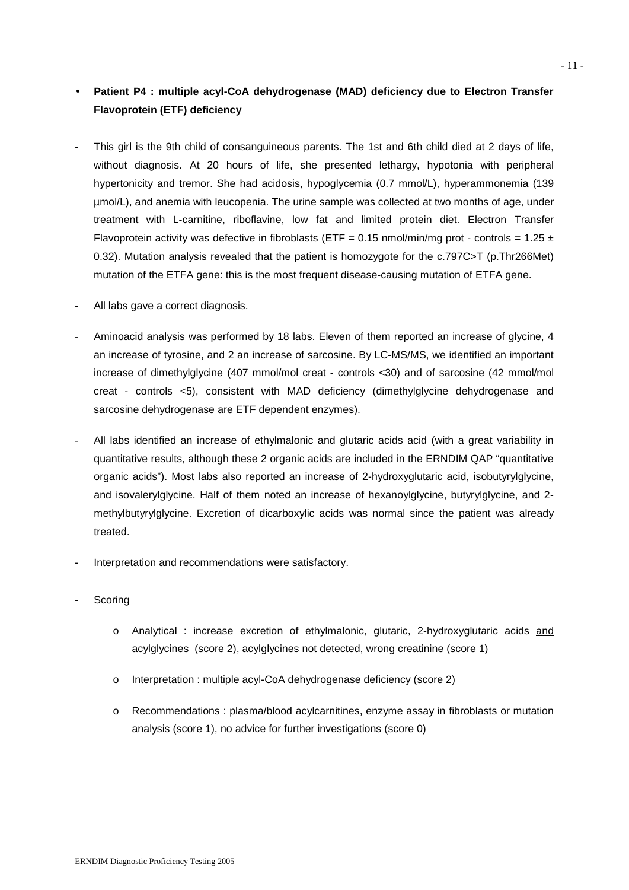- **Patient P4 : multiple acyl-CoA dehydrogenase (MAD) deficiency due to Electron Transfer Flavoprotein (ETF) deficiency**

- This girl is the 9th child of consanguineous parents. The 1st and 6th child died at 2 days of life, without diagnosis. At 20 hours of life, she presented lethargy, hypotonia with peripheral hypertonicity and tremor. She had acidosis, hypoglycemia (0.7 mmol/L), hyperammonemia (139 µmol/L), and anemia with leucopenia. The urine sample was collected at two months of age, under treatment with L-carnitine, riboflavine, low fat and limited protein diet. Electron Transfer Flavoprotein activity was defective in fibroblasts (ETF = 0.15 nmol/min/mg prot - controls = 1.25 ± 0.32). Mutation analysis revealed that the patient is homozygote for the c.797C>T (p.Thr266Met) mutation of the ETFA gene: this is the most frequent disease-causing mutation of ETFA gene.

- All labs gave a correct diagnosis.

- Aminoacid analysis was performed by 18 labs. Eleven of them reported an increase of glycine, 4 an increase of tyrosine, and 2 an increase of sarcosine. By LC-MS/MS, we identified an important increase of dimethylglycine (407 mmol/mol creat - controls <30) and of sarcosine (42 mmol/mol creat - controls <5), consistent with MAD deficiency (dimethylglycine dehydrogenase and sarcosine dehydrogenase are ETF dependent enzymes).

- All labs identified an increase of ethylmalonic and glutaric acids acid (with a great variability in quantitative results, although these 2 organic acids are included in the ERNDIM QAP "quantitative organic acids"). Most labs also reported an increase of 2-hydroxyglutaric acid, isobutyrylglycine, and isovalerylglycine. Half of them noted an increase of hexanoylglycine, butyrylglycine, and 2-methylbutyrylglycine. Excretion of dicarboxylic acids was normal since the patient was already treated.

- Interpretation and recommendations were satisfactory.

- Scoring
  - Analytical : increase excretion of ethylmalonic, glutaric, 2-hydroxyglutaric acids <u>and</u> acylglycines (score 2), acylglycines not detected, wrong creatinine (score 1)
  - Interpretation : multiple acyl-CoA dehydrogenase deficiency (score 2)
  - Recommendations : plasma/blood acylcarnitines, enzyme assay in fibroblasts or mutation analysis (score 1), no advice for further investigations (score 0)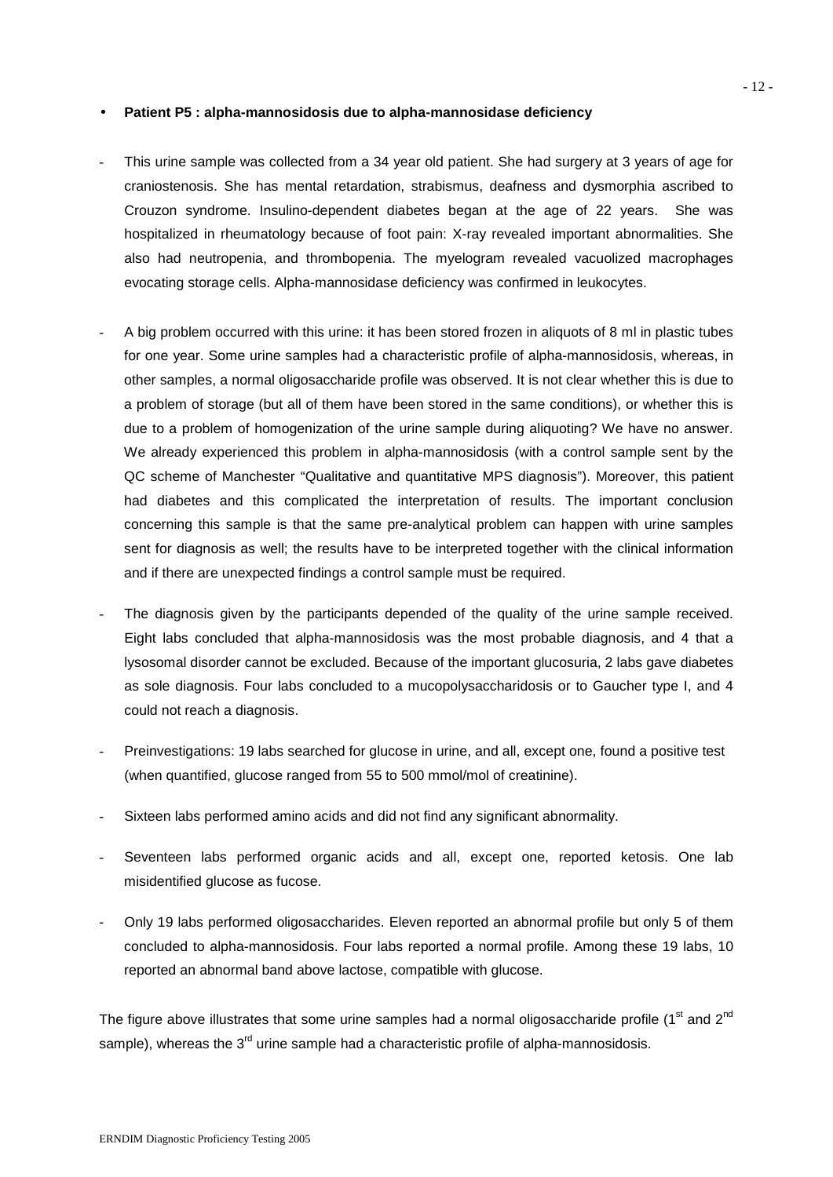- **Patient P5 : alpha-mannosidosis due to alpha-mannosidase deficiency**

- This urine sample was collected from a 34 year old patient. She had surgery at 3 years of age for craniostenosis. She has mental retardation, strabismus, deafness and dysmorphia ascribed to Crouzon syndrome. Insulino-dependent diabetes began at the age of 22 years. She was hospitalized in rheumatology because of foot pain: X-ray revealed important abnormalities. She also had neutropenia, and thrombopenia. The myelogram revealed vacuolized macrophages evocating storage cells. Alpha-mannosidase deficiency was confirmed in leukocytes.

- A big problem occurred with this urine: it has been stored frozen in aliquots of 8 ml in plastic tubes for one year. Some urine samples had a characteristic profile of alpha-mannosidosis, whereas, in other samples, a normal oligosaccharide profile was observed. It is not clear whether this is due to a problem of storage (but all of them have been stored in the same conditions), or whether this is due to a problem of homogenization of the urine sample during aliquoting? We have no answer. We already experienced this problem in alpha-mannosidosis (with a control sample sent by the QC scheme of Manchester "Qualitative and quantitative MPS diagnosis"). Moreover, this patient had diabetes and this complicated the interpretation of results. The important conclusion concerning this sample is that the same pre-analytical problem can happen with urine samples sent for diagnosis as well; the results have to be interpreted together with the clinical information and if there are unexpected findings a control sample must be required.

- The diagnosis given by the participants depended of the quality of the urine sample received. Eight labs concluded that alpha-mannosidosis was the most probable diagnosis, and 4 that a lysosomal disorder cannot be excluded. Because of the important glucosuria, 2 labs gave diabetes as sole diagnosis. Four labs concluded to a mucopolysaccharidosis or to Gaucher type I, and 4 could not reach a diagnosis.

- Preinvestigations: 19 labs searched for glucose in urine, and all, except one, found a positive test (when quantified, glucose ranged from 55 to 500 mmol/mol of creatinine).

- Sixteen labs performed amino acids and did not find any significant abnormality.

- Seventeen labs performed organic acids and all, except one, reported ketosis. One lab misidentified glucose as fucose.

- Only 19 labs performed oligosaccharides. Eleven reported an abnormal profile but only 5 of them concluded to alpha-mannosidosis. Four labs reported a normal profile. Among these 19 labs, 10 reported an abnormal band above lactose, compatible with glucose.

The figure above illustrates that some urine samples had a normal oligosaccharide profile (1st and 2nd sample), whereas the 3rd urine sample had a characteristic profile of alpha-mannosidosis.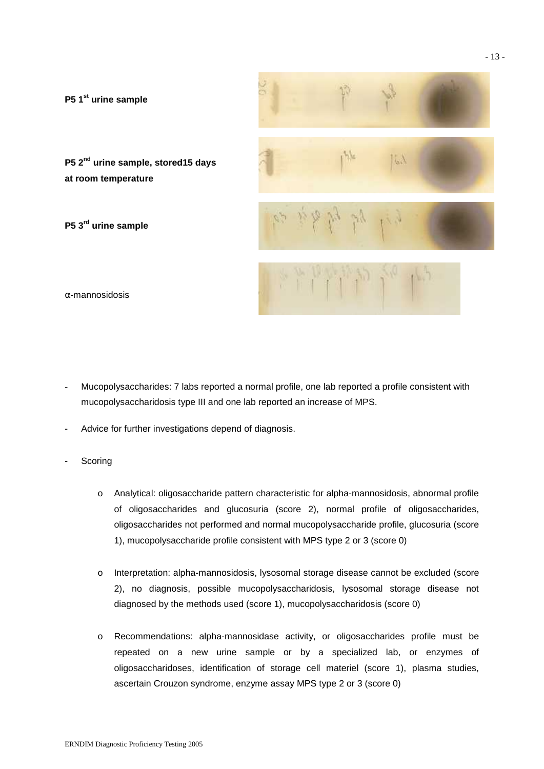**P5 1st urine sample**

**P5 2nd urine sample, stored15 days at room temperature**

**P5 3rd urine sample**

α-mannosidosis

- Mucopolysaccharides: 7 labs reported a normal profile, one lab reported a profile consistent with mucopolysaccharidosis type III and one lab reported an increase of MPS.
- Advice for further investigations depend of diagnosis.
- Scoring
    - Analytical: oligosaccharide pattern characteristic for alpha-mannosidosis, abnormal profile of oligosaccharides and glucosuria (score 2), normal profile of oligosaccharides, oligosaccharides not performed and normal mucopolysaccharide profile, glucosuria (score 1), mucopolysaccharide profile consistent with MPS type 2 or 3 (score 0)
    - Interpretation: alpha-mannosidosis, lysosomal storage disease cannot be excluded (score 2), no diagnosis, possible mucopolysaccharidosis, lysosomal storage disease not diagnosed by the methods used (score 1), mucopolysaccharidosis (score 0)
    - Recommendations: alpha-mannosidase activity, or oligosaccharides profile must be repeated on a new urine sample or by a specialized lab, or enzymes of oligosaccharidoses, identification of storage cell materiel (score 1), plasma studies, ascertain Crouzon syndrome, enzyme assay MPS type 2 or 3 (score 0)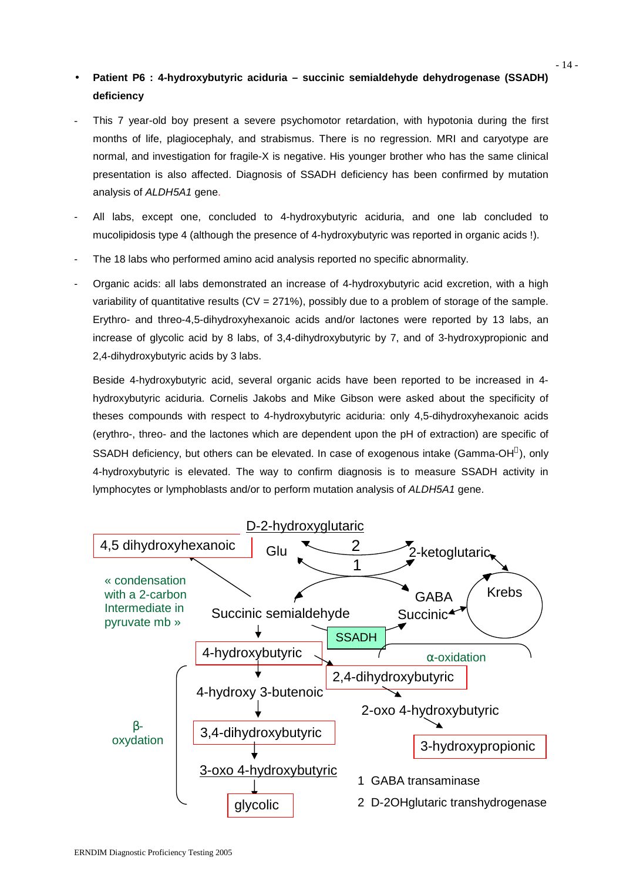- **Patient P6 : 4-hydroxybutyric aciduria – succinic semialdehyde dehydrogenase (SSADH) deficiency**

- This 7 year-old boy present a severe psychomotor retardation, with hypotonia during the first months of life, plagiocephaly, and strabismus. There is no regression. MRI and caryotype are normal, and investigation for fragile-X is negative. His younger brother who has the same clinical presentation is also affected. Diagnosis of SSADH deficiency has been confirmed by mutation analysis of *ALDH5A1* gene.

- All labs, except one, concluded to 4-hydroxybutyric aciduria, and one lab concluded to mucolipidosis type 4 (although the presence of 4-hydroxybutyric was reported in organic acids !).

- The 18 labs who performed amino acid analysis reported no specific abnormality.

- Organic acids: all labs demonstrated an increase of 4-hydroxybutyric acid excretion, with a high variability of quantitative results (CV = 271%), possibly due to a problem of storage of the sample. Erythro- and threo-4,5-dihydroxyhexanoic acids and/or lactones were reported by 13 labs, an increase of glycolic acid by 8 labs, of 3,4-dihydroxybutyric by 7, and of 3-hydroxypropionic and 2,4-dihydroxybutyric acids by 3 labs.

  Beside 4-hydroxybutyric acid, several organic acids have been reported to be increased in 4-hydroxybutyric aciduria. Cornelis Jakobs and Mike Gibson were asked about the specificity of theses compounds with respect to 4-hydroxybutyric aciduria: only 4,5-dihydroxyhexanoic acids (erythro-, threo- and the lactones which are dependent upon the pH of extraction) are specific of SSADH deficiency, but others can be elevated. In case of exogenous intake (Gamma-OH®), only 4-hydroxybutyric is elevated. The way to confirm diagnosis is to measure SSADH activity in lymphocytes or lymphoblasts and/or to perform mutation analysis of *ALDH5A1* gene.

D-2-hydroxyglutaric

4,5 dihydroxyhexanoic | Glu | 2 | 1 | 2-ketoglutaric | Krebs

« condensation with a 2-carbon Intermediate in pyruvate mb »

Succinic semialdehyde | GABA | Succinic | SSADH

4-hydroxybutyric | α-oxidation | 2,4-dihydroxybutyric | 2-oxo 4-hydroxybutyric | 3-hydroxypropionic

β-oxydation | 4-hydroxy 3-butenoic | 3,4-dihydroxybutyric | 3-oxo 4-hydroxybutyric | glycolic

1 GABA transaminase

2 D-2OHglutaric transhydrogenase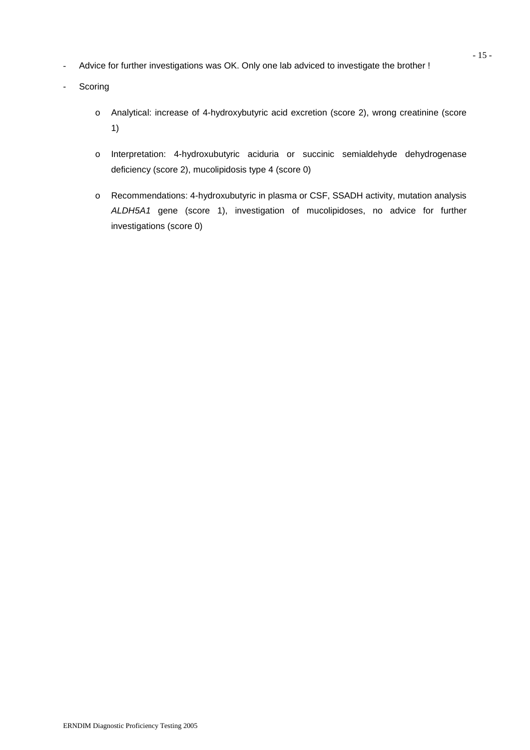- Advice for further investigations was OK. Only one lab adviced to investigate the brother !
- Scoring
  - Analytical: increase of 4-hydroxybutyric acid excretion (score 2), wrong creatinine (score 1)
  - Interpretation: 4-hydroxubutyric aciduria or succinic semialdehyde dehydrogenase deficiency (score 2), mucolipidosis type 4 (score 0)
  - Recommendations: 4-hydroxubutyric in plasma or CSF, SSADH activity, mutation analysis *ALDH5A1* gene (score 1), investigation of mucolipidoses, no advice for further investigations (score 0)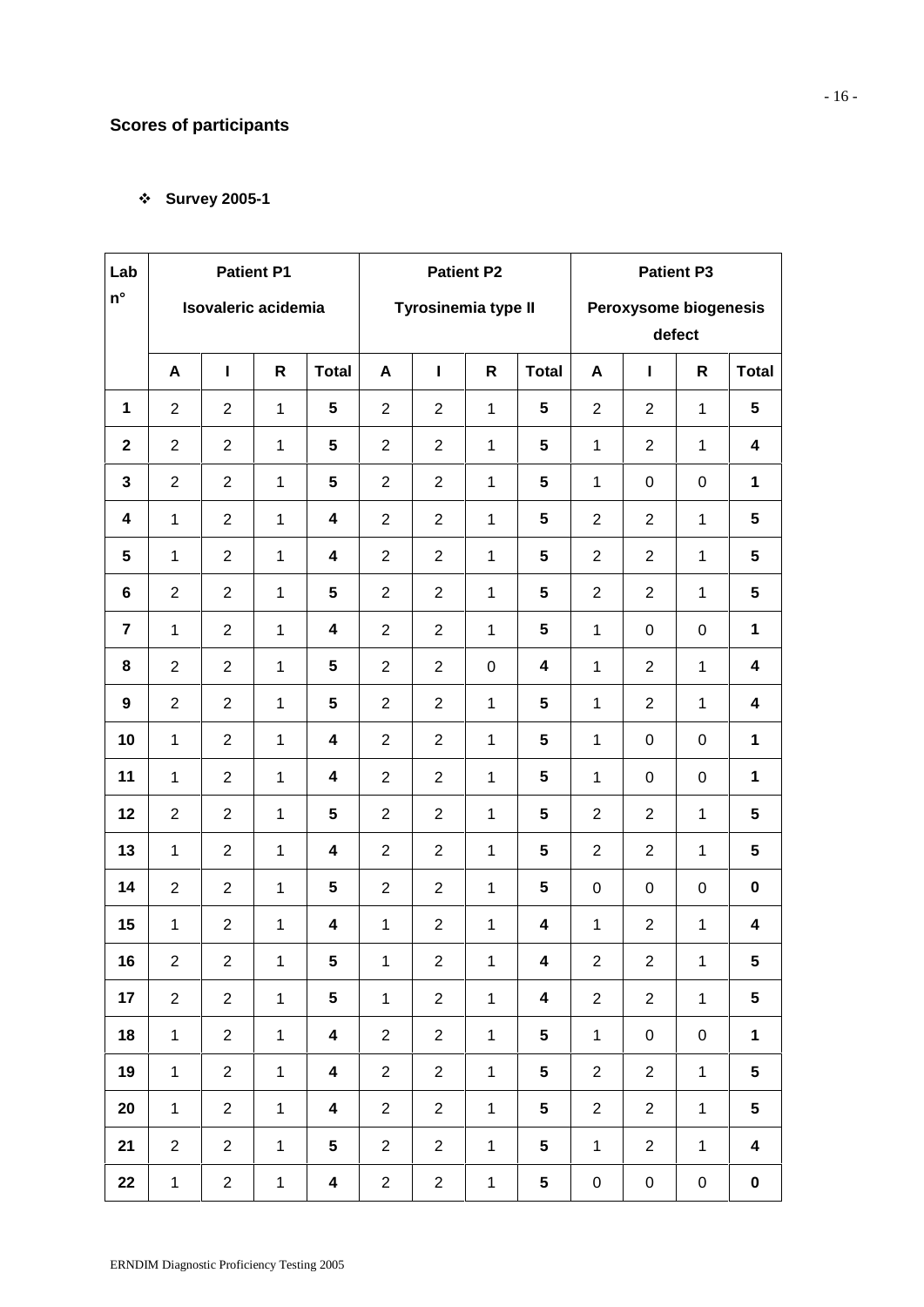## Scores of participants

- **Survey 2005-1**

| Lab n° | Patient P1 Isovaleric acidemia | | | | Patient P2 Tyrosinemia type II | | | | Patient P3 Peroxysome biogenesis defect | | | |
|---|---|---|---|---|---|---|---|---|---|---|---|---|
| | A | I | R | Total | A | I | R | Total | A | I | R | Total |
| **1** | 2 | 2 | 1 | **5** | 2 | 2 | 1 | **5** | 2 | 2 | 1 | **5** |
| **2** | 2 | 2 | 1 | **5** | 2 | 2 | 1 | **5** | 1 | 2 | 1 | **4** |
| **3** | 2 | 2 | 1 | **5** | 2 | 2 | 1 | **5** | 1 | 0 | 0 | **1** |
| **4** | 1 | 2 | 1 | **4** | 2 | 2 | 1 | **5** | 2 | 2 | 1 | **5** |
| **5** | 1 | 2 | 1 | **4** | 2 | 2 | 1 | **5** | 2 | 2 | 1 | **5** |
| **6** | 2 | 2 | 1 | **5** | 2 | 2 | 1 | **5** | 2 | 2 | 1 | **5** |
| **7** | 1 | 2 | 1 | **4** | 2 | 2 | 1 | **5** | 1 | 0 | 0 | **1** |
| **8** | 2 | 2 | 1 | **5** | 2 | 2 | 0 | **4** | 1 | 2 | 1 | **4** |
| **9** | 2 | 2 | 1 | **5** | 2 | 2 | 1 | **5** | 1 | 2 | 1 | **4** |
| **10** | 1 | 2 | 1 | **4** | 2 | 2 | 1 | **5** | 1 | 0 | 0 | **1** |
| **11** | 1 | 2 | 1 | **4** | 2 | 2 | 1 | **5** | 1 | 0 | 0 | **1** |
| **12** | 2 | 2 | 1 | **5** | 2 | 2 | 1 | **5** | 2 | 2 | 1 | **5** |
| **13** | 1 | 2 | 1 | **4** | 2 | 2 | 1 | **5** | 2 | 2 | 1 | **5** |
| **14** | 2 | 2 | 1 | **5** | 2 | 2 | 1 | **5** | 0 | 0 | 0 | **0** |
| **15** | 1 | 2 | 1 | **4** | 1 | 2 | 1 | **4** | 1 | 2 | 1 | **4** |
| **16** | 2 | 2 | 1 | **5** | 1 | 2 | 1 | **4** | 2 | 2 | 1 | **5** |
| **17** | 2 | 2 | 1 | **5** | 1 | 2 | 1 | **4** | 2 | 2 | 1 | **5** |
| **18** | 1 | 2 | 1 | **4** | 2 | 2 | 1 | **5** | 1 | 0 | 0 | **1** |
| **19** | 1 | 2 | 1 | **4** | 2 | 2 | 1 | **5** | 2 | 2 | 1 | **5** |
| **20** | 1 | 2 | 1 | **4** | 2 | 2 | 1 | **5** | 2 | 2 | 1 | **5** |
| **21** | 2 | 2 | 1 | **5** | 2 | 2 | 1 | **5** | 1 | 2 | 1 | **4** |
| **22** | 1 | 2 | 1 | **4** | 2 | 2 | 1 | **5** | 0 | 0 | 0 | **0** |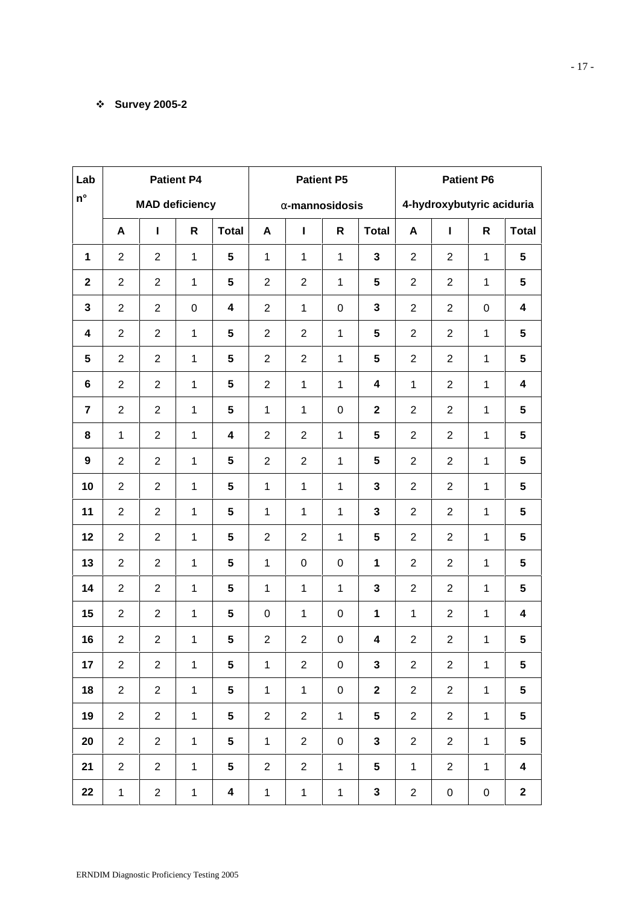- **Survey 2005-2**

| Lab n° | Patient P4 MAD deficiency | | | | Patient P5 α-mannosidosis | | | | Patient P6 4-hydroxybutyric aciduria | | | |
|---|---|---|---|---|---|---|---|---|---|---|---|---|
| | A | I | R | Total | A | I | R | Total | A | I | R | Total |
| **1** | 2 | 2 | 1 | **5** | 1 | 1 | 1 | **3** | 2 | 2 | 1 | **5** |
| **2** | 2 | 2 | 1 | **5** | 2 | 2 | 1 | **5** | 2 | 2 | 1 | **5** |
| **3** | 2 | 2 | 0 | **4** | 2 | 1 | 0 | **3** | 2 | 2 | 0 | **4** |
| **4** | 2 | 2 | 1 | **5** | 2 | 2 | 1 | **5** | 2 | 2 | 1 | **5** |
| **5** | 2 | 2 | 1 | **5** | 2 | 2 | 1 | **5** | 2 | 2 | 1 | **5** |
| **6** | 2 | 2 | 1 | **5** | 2 | 1 | 1 | **4** | 1 | 2 | 1 | **4** |
| **7** | 2 | 2 | 1 | **5** | 1 | 1 | 0 | **2** | 2 | 2 | 1 | **5** |
| **8** | 1 | 2 | 1 | **4** | 2 | 2 | 1 | **5** | 2 | 2 | 1 | **5** |
| **9** | 2 | 2 | 1 | **5** | 2 | 2 | 1 | **5** | 2 | 2 | 1 | **5** |
| **10** | 2 | 2 | 1 | **5** | 1 | 1 | 1 | **3** | 2 | 2 | 1 | **5** |
| **11** | 2 | 2 | 1 | **5** | 1 | 1 | 1 | **3** | 2 | 2 | 1 | **5** |
| **12** | 2 | 2 | 1 | **5** | 2 | 2 | 1 | **5** | 2 | 2 | 1 | **5** |
| **13** | 2 | 2 | 1 | **5** | 1 | 0 | 0 | **1** | 2 | 2 | 1 | **5** |
| **14** | 2 | 2 | 1 | **5** | 1 | 1 | 1 | **3** | 2 | 2 | 1 | **5** |
| **15** | 2 | 2 | 1 | **5** | 0 | 1 | 0 | **1** | 1 | 2 | 1 | **4** |
| **16** | 2 | 2 | 1 | **5** | 2 | 2 | 0 | **4** | 2 | 2 | 1 | **5** |
| **17** | 2 | 2 | 1 | **5** | 1 | 2 | 0 | **3** | 2 | 2 | 1 | **5** |
| **18** | 2 | 2 | 1 | **5** | 1 | 1 | 0 | **2** | 2 | 2 | 1 | **5** |
| **19** | 2 | 2 | 1 | **5** | 2 | 2 | 1 | **5** | 2 | 2 | 1 | **5** |
| **20** | 2 | 2 | 1 | **5** | 1 | 2 | 0 | **3** | 2 | 2 | 1 | **5** |
| **21** | 2 | 2 | 1 | **5** | 2 | 2 | 1 | **5** | 1 | 2 | 1 | **4** |
| **22** | 1 | 2 | 1 | **4** | 1 | 1 | 1 | **3** | 2 | 0 | 0 | **2** |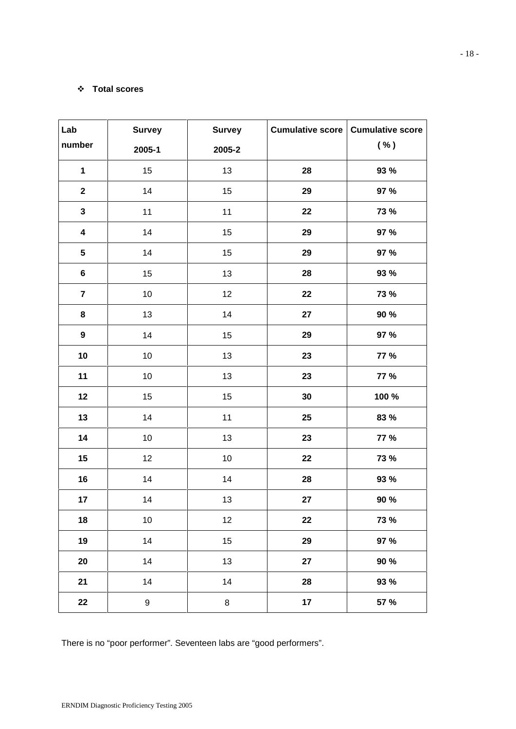- **Total scores**

| Lab number | Survey 2005-1 | Survey 2005-2 | Cumulative score | Cumulative score ( % ) |
|---|---|---|---|---|
| **1** | 15 | 13 | **28** | **93 %** |
| **2** | 14 | 15 | **29** | **97 %** |
| **3** | 11 | 11 | **22** | **73 %** |
| **4** | 14 | 15 | **29** | **97 %** |
| **5** | 14 | 15 | **29** | **97 %** |
| **6** | 15 | 13 | **28** | **93 %** |
| **7** | 10 | 12 | **22** | **73 %** |
| **8** | 13 | 14 | **27** | **90 %** |
| **9** | 14 | 15 | **29** | **97 %** |
| **10** | 10 | 13 | **23** | **77 %** |
| **11** | 10 | 13 | **23** | **77 %** |
| **12** | 15 | 15 | **30** | **100 %** |
| **13** | 14 | 11 | **25** | **83 %** |
| **14** | 10 | 13 | **23** | **77 %** |
| **15** | 12 | 10 | **22** | **73 %** |
| **16** | 14 | 14 | **28** | **93 %** |
| **17** | 14 | 13 | **27** | **90 %** |
| **18** | 10 | 12 | **22** | **73 %** |
| **19** | 14 | 15 | **29** | **97 %** |
| **20** | 14 | 13 | **27** | **90 %** |
| **21** | 14 | 14 | **28** | **93 %** |
| **22** | 9 | 8 | **17** | **57 %** |

There is no "poor performer". Seventeen labs are "good performers".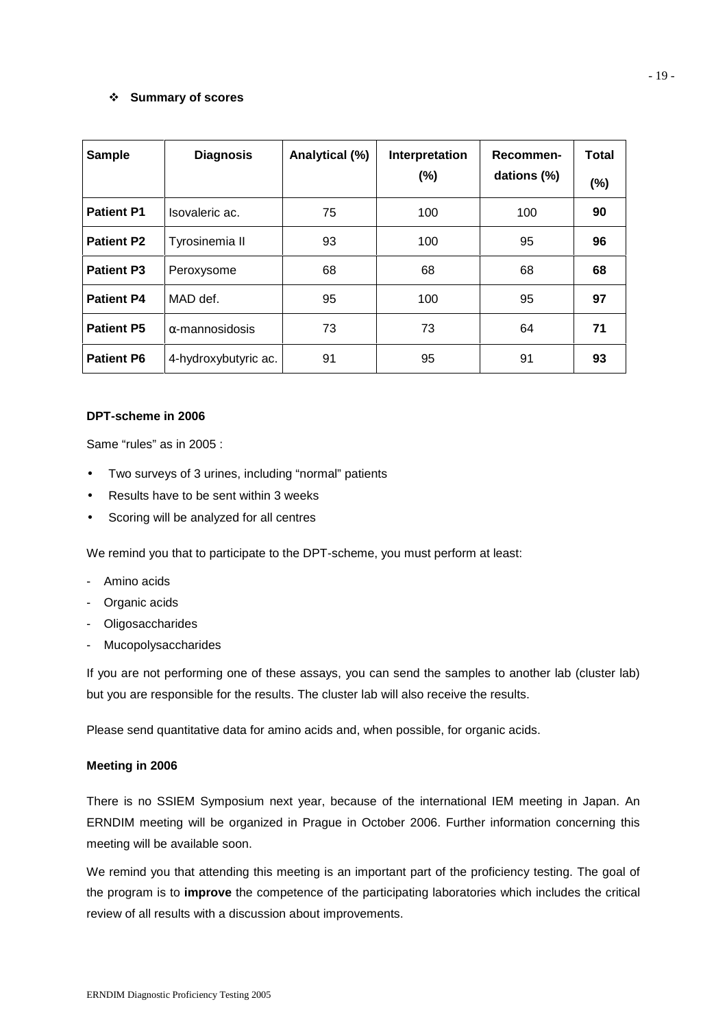- **Summary of scores**

| Sample | Diagnosis | Analytical (%) | Interpretation (%) | Recommen-dations (%) | Total (%) |
|---|---|---|---|---|---|
| **Patient P1** | Isovaleric ac. | 75 | 100 | 100 | **90** |
| **Patient P2** | Tyrosinemia II | 93 | 100 | 95 | **96** |
| **Patient P3** | Peroxysome | 68 | 68 | 68 | **68** |
| **Patient P4** | MAD def. | 95 | 100 | 95 | **97** |
| **Patient P5** | α-mannosidosis | 73 | 73 | 64 | **71** |
| **Patient P6** | 4-hydroxybutyric ac. | 91 | 95 | 91 | **93** |

**DPT-scheme in 2006**

Same "rules" as in 2005 :

- Two surveys of 3 urines, including "normal" patients
- Results have to be sent within 3 weeks
- Scoring will be analyzed for all centres

We remind you that to participate to the DPT-scheme, you must perform at least:

- Amino acids
- Organic acids
- Oligosaccharides
- Mucopolysaccharides

If you are not performing one of these assays, you can send the samples to another lab (cluster lab) but you are responsible for the results. The cluster lab will also receive the results.

Please send quantitative data for amino acids and, when possible, for organic acids.

**Meeting in 2006**

There is no SSIEM Symposium next year, because of the international IEM meeting in Japan. An ERNDIM meeting will be organized in Prague in October 2006. Further information concerning this meeting will be available soon.

We remind you that attending this meeting is an important part of the proficiency testing. The goal of the program is to **improve** the competence of the participating laboratories which includes the critical review of all results with a discussion about improvements.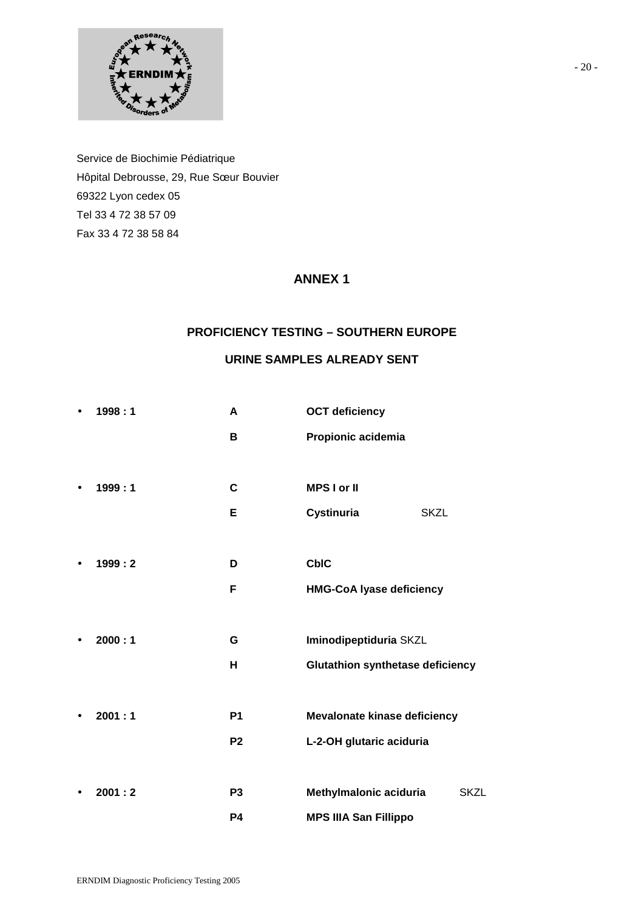Service de Biochimie Pédiatrique
Hôpital Debrousse, 29, Rue Sœur Bouvier
69322 Lyon cedex 05
Tel 33 4 72 38 57 09
Fax 33 4 72 38 58 84

## ANNEX 1

### PROFICIENCY TESTING – SOUTHERN EUROPE

### URINE SAMPLES ALREADY SENT

| | | | |
|---|---|---|---|
| • **1998 : 1** | **A** | **OCT deficiency** | |
| | **B** | **Propionic acidemia** | |
| • **1999 : 1** | **C** | **MPS I or II** | |
| | **E** | **Cystinuria** | SKZL |
| • **1999 : 2** | **D** | **CblC** | |
| | **F** | **HMG-CoA lyase deficiency** | |
| • **2000 : 1** | **G** | **Iminodipeptiduria** SKZL | |
| | **H** | **Glutathion synthetase deficiency** | |
| • **2001 : 1** | **P1** | **Mevalonate kinase deficiency** | |
| | **P2** | **L-2-OH glutaric aciduria** | |
| • **2001 : 2** | **P3** | **Methylmalonic aciduria** | SKZL |
| | **P4** | **MPS IIIA San Fillippo** | |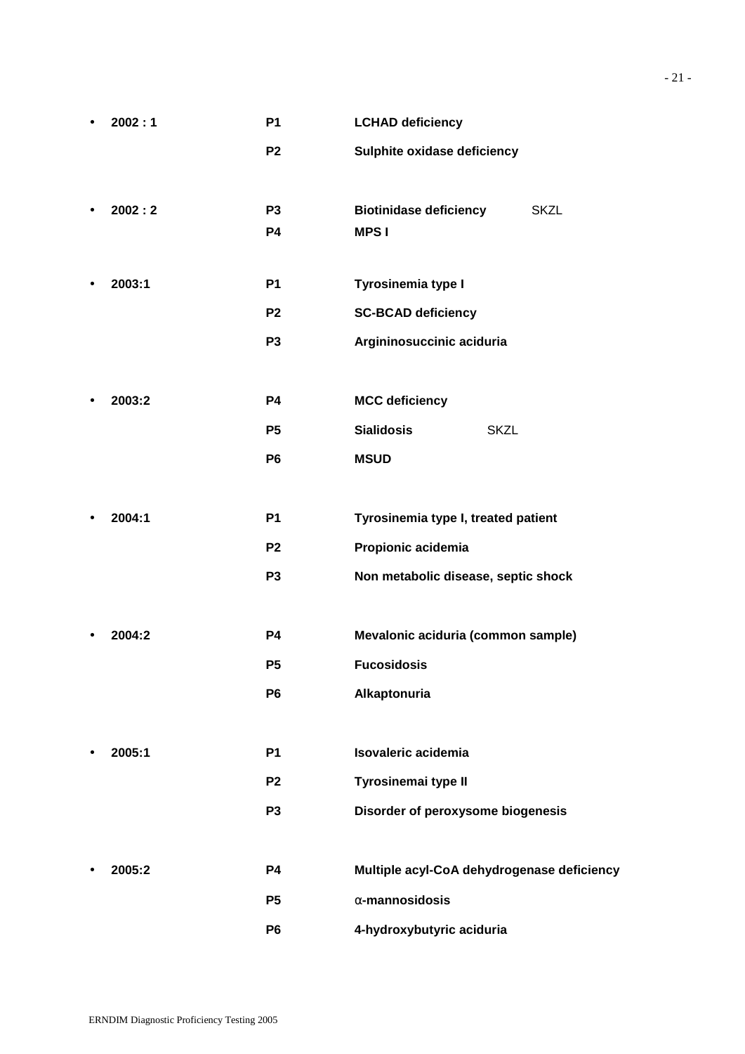- **2002 : 1** **P1** **LCHAD deficiency**

  **P2** **Sulphite oxidase deficiency**

- **2002 : 2** **P3** **Biotinidase deficiency** SKZL

  **P4** **MPS I**

- **2003:1** **P1** **Tyrosinemia type I**

  **P2** **SC-BCAD deficiency**

  **P3** **Argininosuccinic aciduria**

- **2003:2** **P4** **MCC deficiency**

  **P5** **Sialidosis** SKZL

  **P6** **MSUD**

- **2004:1** **P1** **Tyrosinemia type I, treated patient**

  **P2** **Propionic acidemia**

  **P3** **Non metabolic disease, septic shock**

- **2004:2** **P4** **Mevalonic aciduria (common sample)**

  **P5** **Fucosidosis**

  **P6** **Alkaptonuria**

- **2005:1** **P1** **Isovaleric acidemia**

  **P2** **Tyrosinemai type II**

  **P3** **Disorder of peroxysome biogenesis**

- **2005:2** **P4** **Multiple acyl-CoA dehydrogenase deficiency**

  **P5** **α-mannosidosis**

  **P6** **4-hydroxybutyric aciduria**